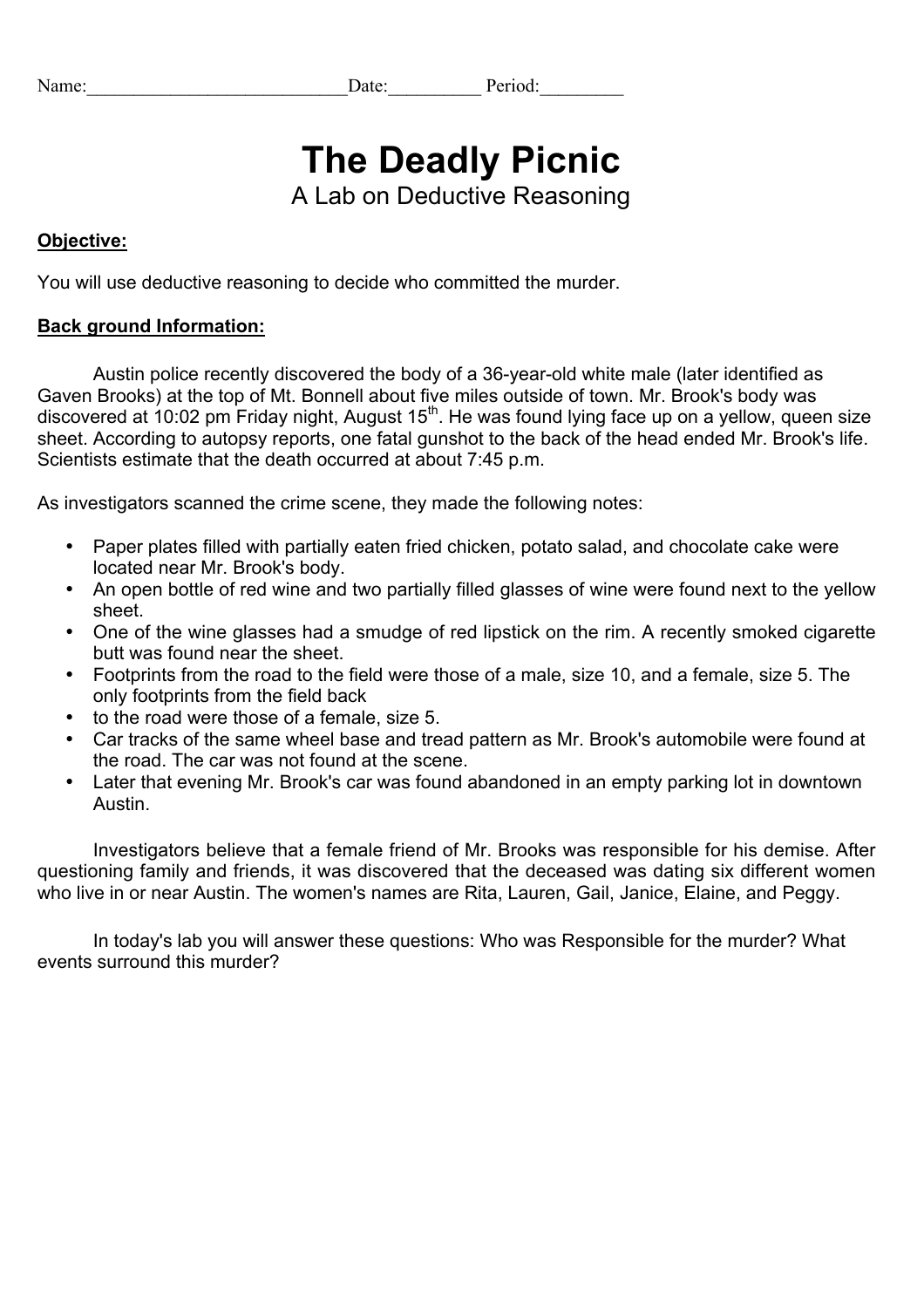Name:____________________________Date:__________ Period:_________

# The Deadly Picnic

## A Lab on Deductive Reasoning

**Objective:**

You will use deductive reasoning to decide who committed the murder.

**Back ground Information:**

Austin police recently discovered the body of a 36-year-old white male (later identified as Gaven Brooks) at the top of Mt. Bonnell about five miles outside of town. Mr. Brook's body was discovered at 10:02 pm Friday night, August 15th. He was found lying face up on a yellow, queen size sheet. According to autopsy reports, one fatal gunshot to the back of the head ended Mr. Brook's life. Scientists estimate that the death occurred at about 7:45 p.m.

As investigators scanned the crime scene, they made the following notes:

- Paper plates filled with partially eaten fried chicken, potato salad, and chocolate cake were located near Mr. Brook's body.
- An open bottle of red wine and two partially filled glasses of wine were found next to the yellow sheet.
- One of the wine glasses had a smudge of red lipstick on the rim. A recently smoked cigarette butt was found near the sheet.
- Footprints from the road to the field were those of a male, size 10, and a female, size 5. The only footprints from the field back
- to the road were those of a female, size 5.
- Car tracks of the same wheel base and tread pattern as Mr. Brook's automobile were found at the road. The car was not found at the scene.
- Later that evening Mr. Brook's car was found abandoned in an empty parking lot in downtown Austin.

Investigators believe that a female friend of Mr. Brooks was responsible for his demise. After questioning family and friends, it was discovered that the deceased was dating six different women who live in or near Austin. The women's names are Rita, Lauren, Gail, Janice, Elaine, and Peggy.

In today's lab you will answer these questions: Who was Responsible for the murder? What events surround this murder?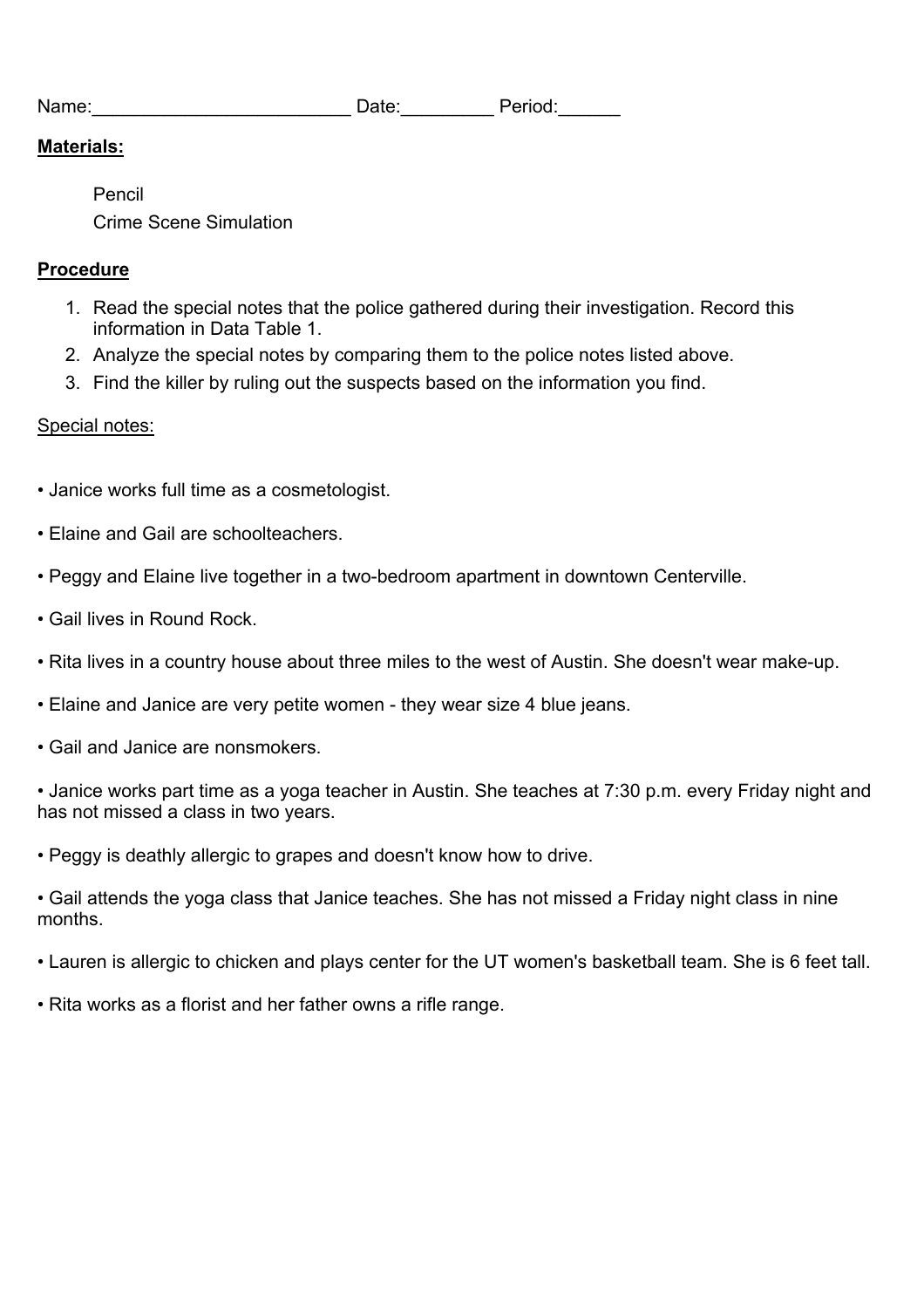Name:_________________________ Date:_________ Period:______

**Materials:**

Pencil
Crime Scene Simulation

**Procedure**

1. Read the special notes that the police gathered during their investigation. Record this information in Data Table 1.
2. Analyze the special notes by comparing them to the police notes listed above.
3. Find the killer by ruling out the suspects based on the information you find.

Special notes:

- Janice works full time as a cosmetologist.
- Elaine and Gail are schoolteachers.
- Peggy and Elaine live together in a two-bedroom apartment in downtown Centerville.
- Gail lives in Round Rock.
- Rita lives in a country house about three miles to the west of Austin. She doesn't wear make-up.
- Elaine and Janice are very petite women - they wear size 4 blue jeans.
- Gail and Janice are nonsmokers.
- Janice works part time as a yoga teacher in Austin. She teaches at 7:30 p.m. every Friday night and has not missed a class in two years.
- Peggy is deathly allergic to grapes and doesn't know how to drive.
- Gail attends the yoga class that Janice teaches. She has not missed a Friday night class in nine months.
- Lauren is allergic to chicken and plays center for the UT women's basketball team. She is 6 feet tall.
- Rita works as a florist and her father owns a rifle range.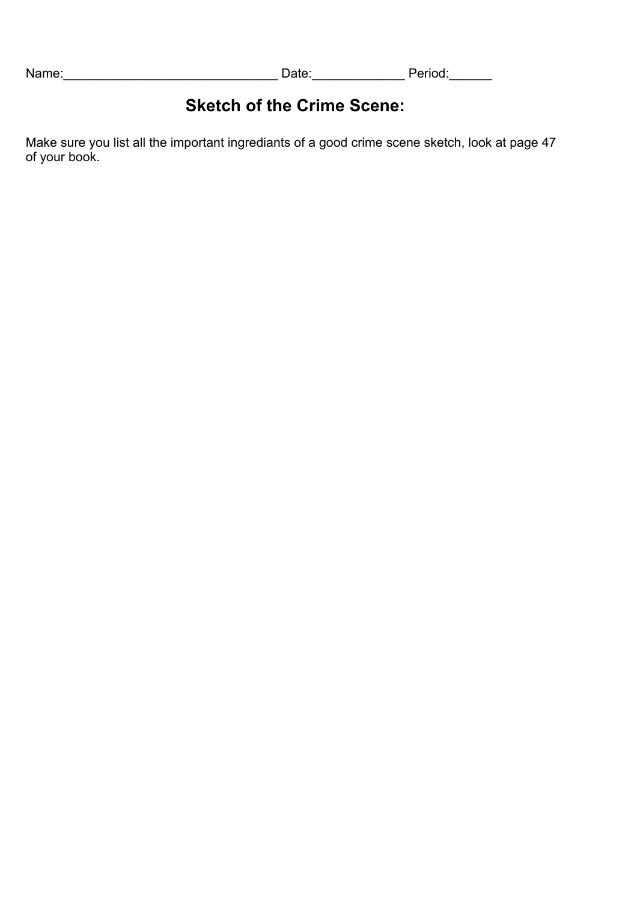Name:______________________________ Date:_____________ Period:______

## Sketch of the Crime Scene:

Make sure you list all the important ingrediants of a good crime scene sketch, look at page 47 of your book.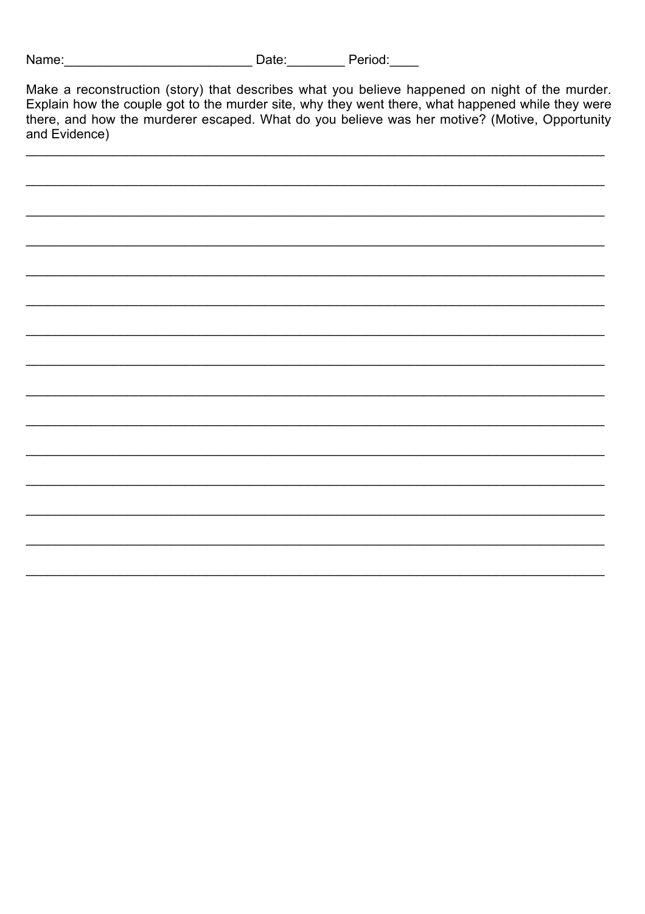Name:_________________________ Date:________ Period:____

Make a reconstruction (story) that describes what you believe happened on night of the murder. Explain how the couple got to the murder site, why they went there, what happened while they were there, and how the murderer escaped. What do you believe was her motive? (Motive, Opportunity and Evidence)

_______________________________________________________________________________

_______________________________________________________________________________

_______________________________________________________________________________

_______________________________________________________________________________

_______________________________________________________________________________

_______________________________________________________________________________

_______________________________________________________________________________

_______________________________________________________________________________

_______________________________________________________________________________

_______________________________________________________________________________

_______________________________________________________________________________

_______________________________________________________________________________

_______________________________________________________________________________

_______________________________________________________________________________

_______________________________________________________________________________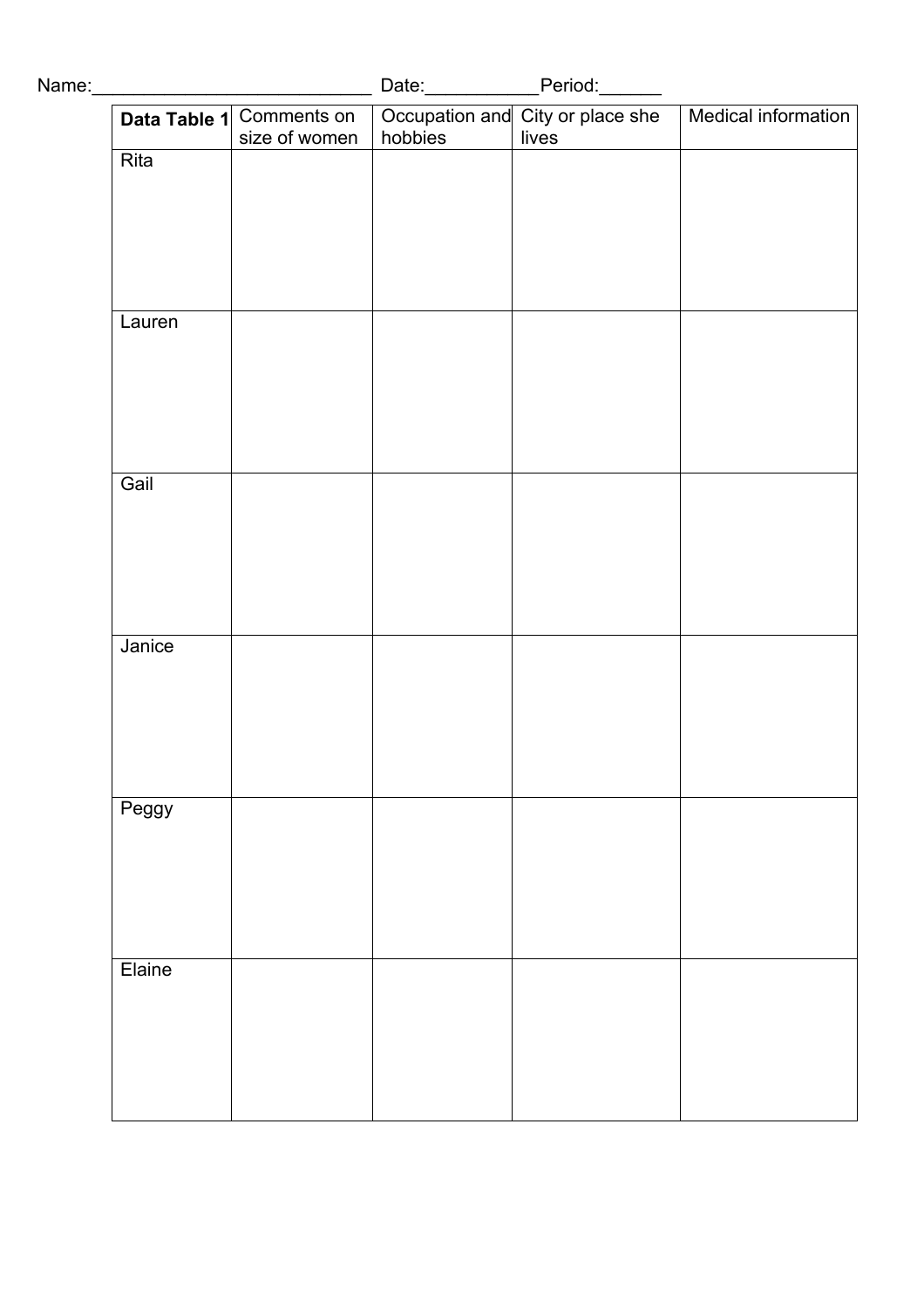Name:___________________________ Date:__________Period:______

| **Data Table 1** | Comments on size of women | Occupation and hobbies | City or place she lives | Medical information |
|---|---|---|---|---|
| Rita | | | | |
| Lauren | | | | |
| Gail | | | | |
| Janice | | | | |
| Peggy | | | | |
| Elaine | | | | |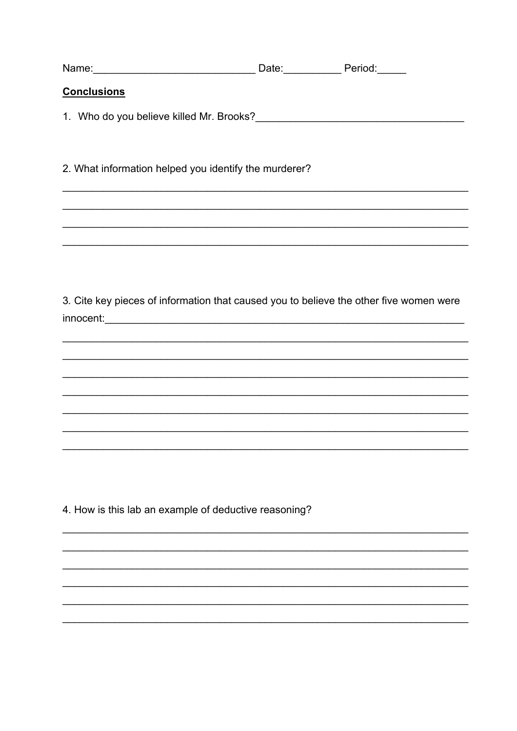Name:____________________________ Date:__________ Period:_____

**Conclusions**

1. Who do you believe killed Mr. Brooks?____________________________________

2. What information helped you identify the murderer?

________________________________________________________________________

________________________________________________________________________

________________________________________________________________________

________________________________________________________________________

3. Cite key pieces of information that caused you to believe the other five women were innocent:________________________________________________________________

________________________________________________________________________

________________________________________________________________________

________________________________________________________________________

________________________________________________________________________

________________________________________________________________________

________________________________________________________________________

________________________________________________________________________

4. How is this lab an example of deductive reasoning?

________________________________________________________________________

________________________________________________________________________

________________________________________________________________________

________________________________________________________________________

________________________________________________________________________

________________________________________________________________________